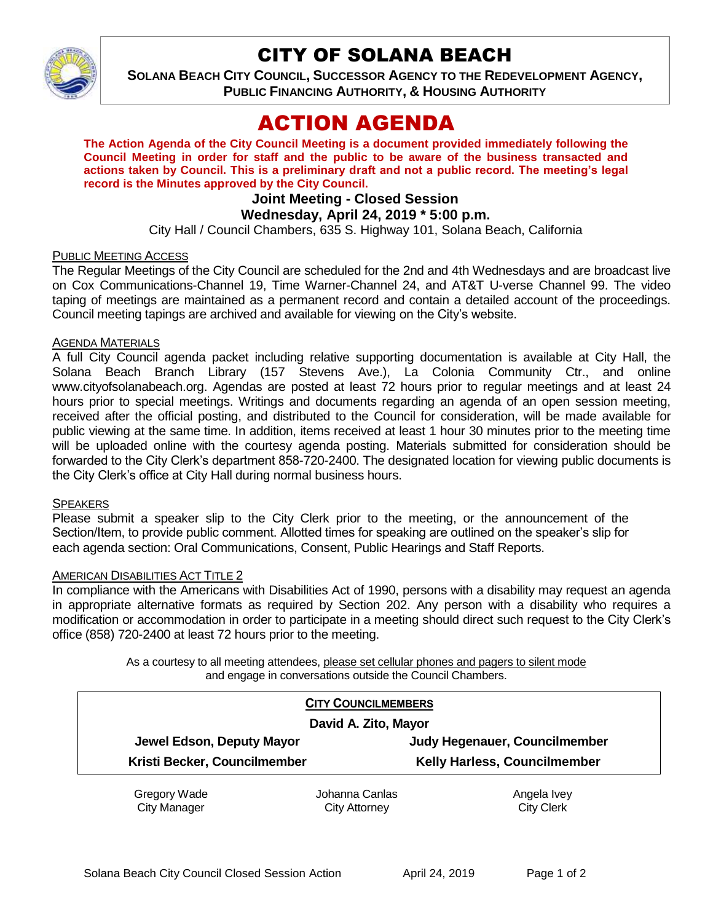# CITY OF SOLANA BEACH

**SOLANA BEACH CITY COUNCIL, SUCCESSOR AGENCY TO THE REDEVELOPMENT AGENCY, PUBLIC FINANCING AUTHORITY, & HOUSING AUTHORITY**

# ACTION AGENDA

**The Action Agenda of the City Council Meeting is a document provided immediately following the Council Meeting in order for staff and the public to be aware of the business transacted and actions taken by Council. This is a preliminary draft and not a public record. The meeting's legal record is the Minutes approved by the City Council.**

**Joint Meeting - Closed Session**

**Wednesday, April 24, 2019 * 5:00 p.m.**

City Hall / Council Chambers, 635 S. Highway 101, Solana Beach, California

PUBLIC MEETING ACCESS

The Regular Meetings of the City Council are scheduled for the 2nd and 4th Wednesdays and are broadcast live on Cox Communications-Channel 19, Time Warner-Channel 24, and AT&T U-verse Channel 99. The video taping of meetings are maintained as a permanent record and contain a detailed account of the proceedings. Council meeting tapings are archived and available for viewing on the City's website.

AGENDA MATERIALS

A full City Council agenda packet including relative supporting documentation is available at City Hall, the Solana Beach Branch Library (157 Stevens Ave.), La Colonia Community Ctr., and online www.cityofsolanabeach.org. Agendas are posted at least 72 hours prior to regular meetings and at least 24 hours prior to special meetings. Writings and documents regarding an agenda of an open session meeting, received after the official posting, and distributed to the Council for consideration, will be made available for public viewing at the same time. In addition, items received at least 1 hour 30 minutes prior to the meeting time will be uploaded online with the courtesy agenda posting. Materials submitted for consideration should be forwarded to the City Clerk's department 858-720-2400. The designated location for viewing public documents is the City Clerk's office at City Hall during normal business hours.

SPEAKERS

Please submit a speaker slip to the City Clerk prior to the meeting, or the announcement of the Section/Item, to provide public comment. Allotted times for speaking are outlined on the speaker's slip for each agenda section: Oral Communications, Consent, Public Hearings and Staff Reports.

AMERICAN DISABILITIES ACT TITLE 2

In compliance with the Americans with Disabilities Act of 1990, persons with a disability may request an agenda in appropriate alternative formats as required by Section 202. Any person with a disability who requires a modification or accommodation in order to participate in a meeting should direct such request to the City Clerk's office (858) 720-2400 at least 72 hours prior to the meeting.

As a courtesy to all meeting attendees, please set cellular phones and pagers to silent mode and engage in conversations outside the Council Chambers.

**CITY COUNCILMEMBERS**

**David A. Zito, Mayor**

| | |
|---|---|
| **Jewel Edson, Deputy Mayor** | **Judy Hegenauer, Councilmember** |
| **Kristi Becker, Councilmember** | **Kelly Harless, Councilmember** |

| | | |
|---|---|---|
| Gregory Wade<br>City Manager | Johanna Canlas<br>City Attorney | Angela Ivey<br>City Clerk |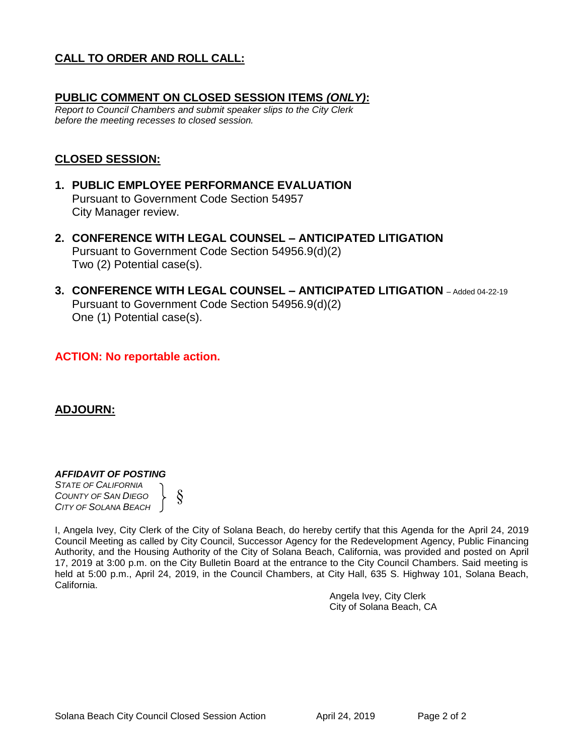## CALL TO ORDER AND ROLL CALL:

## PUBLIC COMMENT ON CLOSED SESSION ITEMS *(ONLY)*:

*Report to Council Chambers and submit speaker slips to the City Clerk before the meeting recesses to closed session.*

## CLOSED SESSION:

1. **PUBLIC EMPLOYEE PERFORMANCE EVALUATION**
   Pursuant to Government Code Section 54957
   City Manager review.

2. **CONFERENCE WITH LEGAL COUNSEL – ANTICIPATED LITIGATION**
   Pursuant to Government Code Section 54956.9(d)(2)
   Two (2) Potential case(s).

3. **CONFERENCE WITH LEGAL COUNSEL – ANTICIPATED LITIGATION** – Added 04-22-19
   Pursuant to Government Code Section 54956.9(d)(2)
   One (1) Potential case(s).

**ACTION: No reportable action.**

## ADJOURN:

***AFFIDAVIT OF POSTING***

*STATE OF CALIFORNIA*
*COUNTY OF SAN DIEGO* §
*CITY OF SOLANA BEACH*

I, Angela Ivey, City Clerk of the City of Solana Beach, do hereby certify that this Agenda for the April 24, 2019 Council Meeting as called by City Council, Successor Agency for the Redevelopment Agency, Public Financing Authority, and the Housing Authority of the City of Solana Beach, California, was provided and posted on April 17, 2019 at 3:00 p.m. on the City Bulletin Board at the entrance to the City Council Chambers. Said meeting is held at 5:00 p.m., April 24, 2019, in the Council Chambers, at City Hall, 635 S. Highway 101, Solana Beach, California.

Angela Ivey, City Clerk
City of Solana Beach, CA